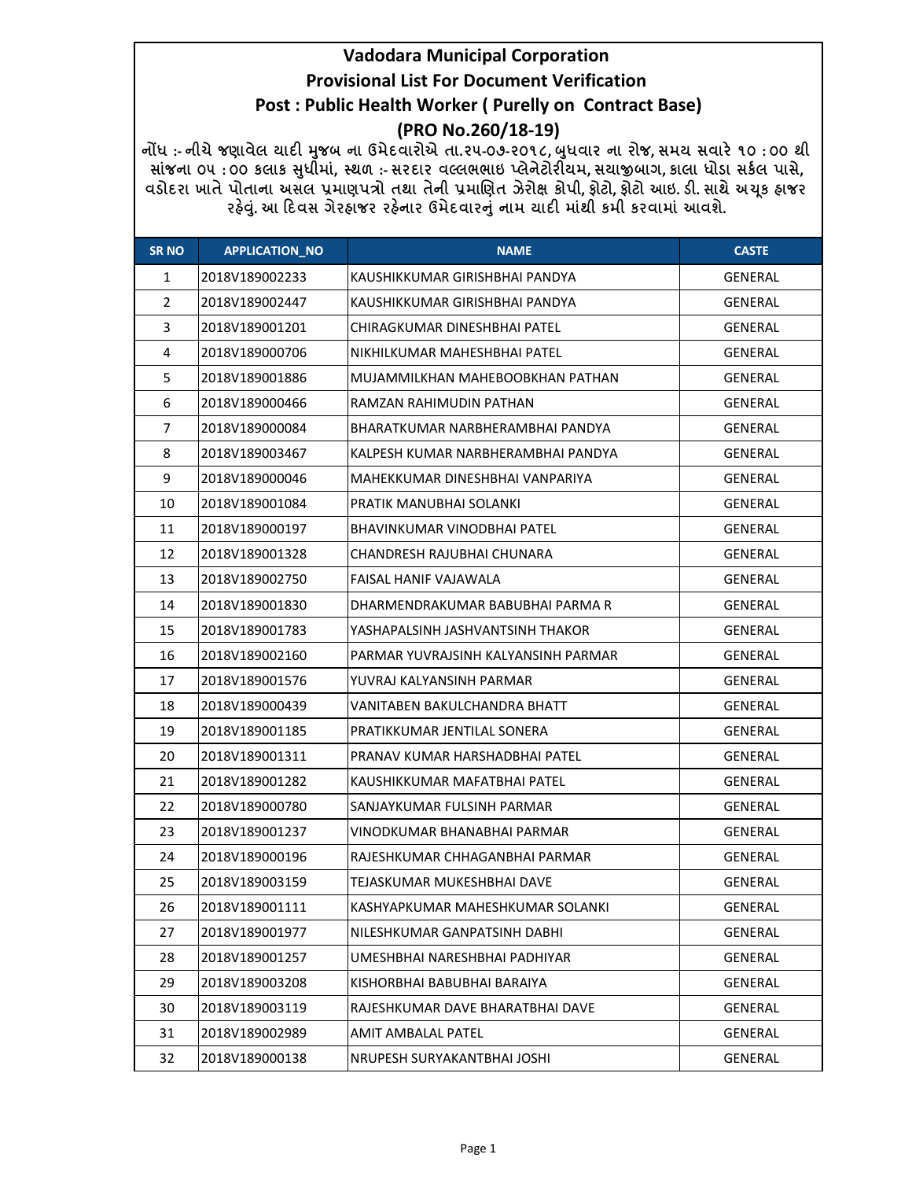# Vadodara Municipal Corporation
## Provisional List For Document Verification
## Post : Public Health Worker ( Purelly on Contract Base)
## (PRO No.260/18-19)

નોંધ :- નીચે જણાવેલ યાદી મુજબ ના ઉમેદવારોએ તા.૨૫-૦૭-૨૦૧૮, બુધવાર ના રોજ, સમય સવારે ૧૦ : ૦૦ થી સાંજના ૦૫ : ૦૦ કલાક સુધીમાં, સ્થળ :- સરદાર વલ્લભભાઇ પ્લેનેટોરીયમ, સયાજીબાગ, કાલા ઘોડા સર્કલ પાસે, વડોદરા ખાતે પોતાના અસલ પ્રમાણપત્રો તથા તેની પ્રમાણિત ઝેરોક્ષ કોપી, ફોટો, ફોટો આઇ. ડી. સાથે અચૂક હાજર રહેવું. આ દિવસ ગેરહાજર રહેનાર ઉમેદવારનું નામ યાદી માંથી કમી કરવામાં આવશે.

| SR NO | APPLICATION_NO | NAME | CASTE |
|---|---|---|---|
| 1 | 2018V189002233 | KAUSHIKKUMAR GIRISHBHAI PANDYA | GENERAL |
| 2 | 2018V189002447 | KAUSHIKKUMAR GIRISHBHAI PANDYA | GENERAL |
| 3 | 2018V189001201 | CHIRAGKUMAR DINESHBHAI PATEL | GENERAL |
| 4 | 2018V189000706 | NIKHILKUMAR MAHESHBHAI PATEL | GENERAL |
| 5 | 2018V189001886 | MUJAMMILKHAN MAHEBOOBKHAN PATHAN | GENERAL |
| 6 | 2018V189000466 | RAMZAN RAHIMUDIN PATHAN | GENERAL |
| 7 | 2018V189000084 | BHARATKUMAR NARBHERAMBHAI PANDYA | GENERAL |
| 8 | 2018V189003467 | KALPESH KUMAR NARBHERAMBHAI PANDYA | GENERAL |
| 9 | 2018V189000046 | MAHEKKUMAR DINESHBHAI VANPARIYA | GENERAL |
| 10 | 2018V189001084 | PRATIK MANUBHAI SOLANKI | GENERAL |
| 11 | 2018V189000197 | BHAVINKUMAR VINODBHAI PATEL | GENERAL |
| 12 | 2018V189001328 | CHANDRESH RAJUBHAI CHUNARA | GENERAL |
| 13 | 2018V189002750 | FAISAL HANIF VAJAWALA | GENERAL |
| 14 | 2018V189001830 | DHARMENDRAKUMAR BABUBHAI PARMA R | GENERAL |
| 15 | 2018V189001783 | YASHAPALSINH JASHVANTSINH THAKOR | GENERAL |
| 16 | 2018V189002160 | PARMAR YUVRAJSINH KALYANSINH PARMAR | GENERAL |
| 17 | 2018V189001576 | YUVRAJ KALYANSINH PARMAR | GENERAL |
| 18 | 2018V189000439 | VANITABEN BAKULCHANDRA BHATT | GENERAL |
| 19 | 2018V189001185 | PRATIKKUMAR JENTILAL SONERA | GENERAL |
| 20 | 2018V189001311 | PRANAV KUMAR HARSHADBHAI PATEL | GENERAL |
| 21 | 2018V189001282 | KAUSHIKKUMAR MAFATBHAI PATEL | GENERAL |
| 22 | 2018V189000780 | SANJAYKUMAR FULSINH PARMAR | GENERAL |
| 23 | 2018V189001237 | VINODKUMAR BHANABHAI PARMAR | GENERAL |
| 24 | 2018V189000196 | RAJESHKUMAR CHHAGANBHAI PARMAR | GENERAL |
| 25 | 2018V189003159 | TEJASKUMAR MUKESHBHAI DAVE | GENERAL |
| 26 | 2018V189001111 | KASHYAPKUMAR MAHESHKUMAR SOLANKI | GENERAL |
| 27 | 2018V189001977 | NILESHKUMAR GANPATSINH DABHI | GENERAL |
| 28 | 2018V189001257 | UMESHBHAI NARESHBHAI PADHIYAR | GENERAL |
| 29 | 2018V189003208 | KISHORBHAI BABUBHAI BARAIYA | GENERAL |
| 30 | 2018V189003119 | RAJESHKUMAR DAVE BHARATBHAI DAVE | GENERAL |
| 31 | 2018V189002989 | AMIT AMBALAL PATEL | GENERAL |
| 32 | 2018V189000138 | NRUPESH SURYAKANTBHAI JOSHI | GENERAL |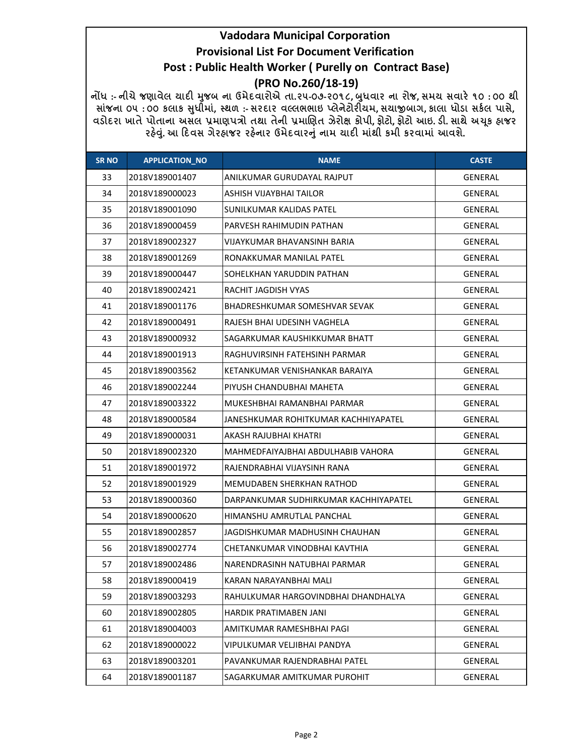# Vadodara Municipal Corporation

## Provisional List For Document Verification

## Post : Public Health Worker ( Purelly on Contract Base)

## (PRO No.260/18-19)

નોંધ :- નીચે જણાવેલ યાદી મુજબ ના ઉમેદવારોએ તા.૨૫-૦૭-૨૦૧૮, બુધવાર ના રોજ, સમય સવારે ૧૦ : ૦૦ થી સાંજના ૦૫ : ૦૦ કલાક સુધીમાં, સ્થળ :- સરદાર વલ્લભભાઇ પ્લેનેટોરીયમ, સયાજીબાગ, કાલા ઘોડા સર્કલ પાસે, વડોદરા ખાતે પોતાના અસલ પ્રમાણપત્રો તથા તેની પ્રમાણિત ઝેરોક્ષ કોપી, ફોટો, ફોટો આઇ. ડી. સાથે અચૂક હાજર રહેવું. આ દિવસ ગેરહાજર રહેનાર ઉમેદવારનું નામ યાદી માંથી કમી કરવામાં આવશે.

| SR NO | APPLICATION_NO | NAME | CASTE |
|---|---|---|---|
| 33 | 2018V189001407 | ANILKUMAR GURUDAYAL RAJPUT | GENERAL |
| 34 | 2018V189000023 | ASHISH VIJAYBHAI TAILOR | GENERAL |
| 35 | 2018V189001090 | SUNILKUMAR KALIDAS PATEL | GENERAL |
| 36 | 2018V189000459 | PARVESH RAHIMUDIN PATHAN | GENERAL |
| 37 | 2018V189002327 | VIJAYKUMAR BHAVANSINH BARIA | GENERAL |
| 38 | 2018V189001269 | RONAKKUMAR MANILAL PATEL | GENERAL |
| 39 | 2018V189000447 | SOHELKHAN YARUDDIN PATHAN | GENERAL |
| 40 | 2018V189002421 | RACHIT JAGDISH VYAS | GENERAL |
| 41 | 2018V189001176 | BHADRESHKUMAR SOMESHVAR SEVAK | GENERAL |
| 42 | 2018V189000491 | RAJESH BHAI UDESINH VAGHELA | GENERAL |
| 43 | 2018V189000932 | SAGARKUMAR KAUSHIKKUMAR BHATT | GENERAL |
| 44 | 2018V189001913 | RAGHUVIRSINH FATEHSINH PARMAR | GENERAL |
| 45 | 2018V189003562 | KETANKUMAR VENISHANKAR BARAIYA | GENERAL |
| 46 | 2018V189002244 | PIYUSH CHANDUBHAI MAHETA | GENERAL |
| 47 | 2018V189003322 | MUKESHBHAI RAMANBHAI PARMAR | GENERAL |
| 48 | 2018V189000584 | JANESHKUMAR ROHITKUMAR KACHHIYAPATEL | GENERAL |
| 49 | 2018V189000031 | AKASH RAJUBHAI KHATRI | GENERAL |
| 50 | 2018V189002320 | MAHMEDFAIYAJBHAI ABDULHABIB VAHORA | GENERAL |
| 51 | 2018V189001972 | RAJENDRABHAI VIJAYSINH RANA | GENERAL |
| 52 | 2018V189001929 | MEMUDABEN SHERKHAN RATHOD | GENERAL |
| 53 | 2018V189000360 | DARPANKUMAR SUDHIRKUMAR KACHHIYAPATEL | GENERAL |
| 54 | 2018V189000620 | HIMANSHU AMRUTLAL PANCHAL | GENERAL |
| 55 | 2018V189002857 | JAGDISHKUMAR MADHUSINH CHAUHAN | GENERAL |
| 56 | 2018V189002774 | CHETANKUMAR VINODBHAI KAVTHIA | GENERAL |
| 57 | 2018V189002486 | NARENDRASINH NATUBHAI PARMAR | GENERAL |
| 58 | 2018V189000419 | KARAN NARAYANBHAI MALI | GENERAL |
| 59 | 2018V189003293 | RAHULKUMAR HARGOVINDBHAI DHANDHALYA | GENERAL |
| 60 | 2018V189002805 | HARDIK PRATIMABEN JANI | GENERAL |
| 61 | 2018V189004003 | AMITKUMAR RAMESHBHAI PAGI | GENERAL |
| 62 | 2018V189000022 | VIPULKUMAR VELJIBHAI PANDYA | GENERAL |
| 63 | 2018V189003201 | PAVANKUMAR RAJENDRABHAI PATEL | GENERAL |
| 64 | 2018V189001187 | SAGARKUMAR AMITKUMAR PUROHIT | GENERAL |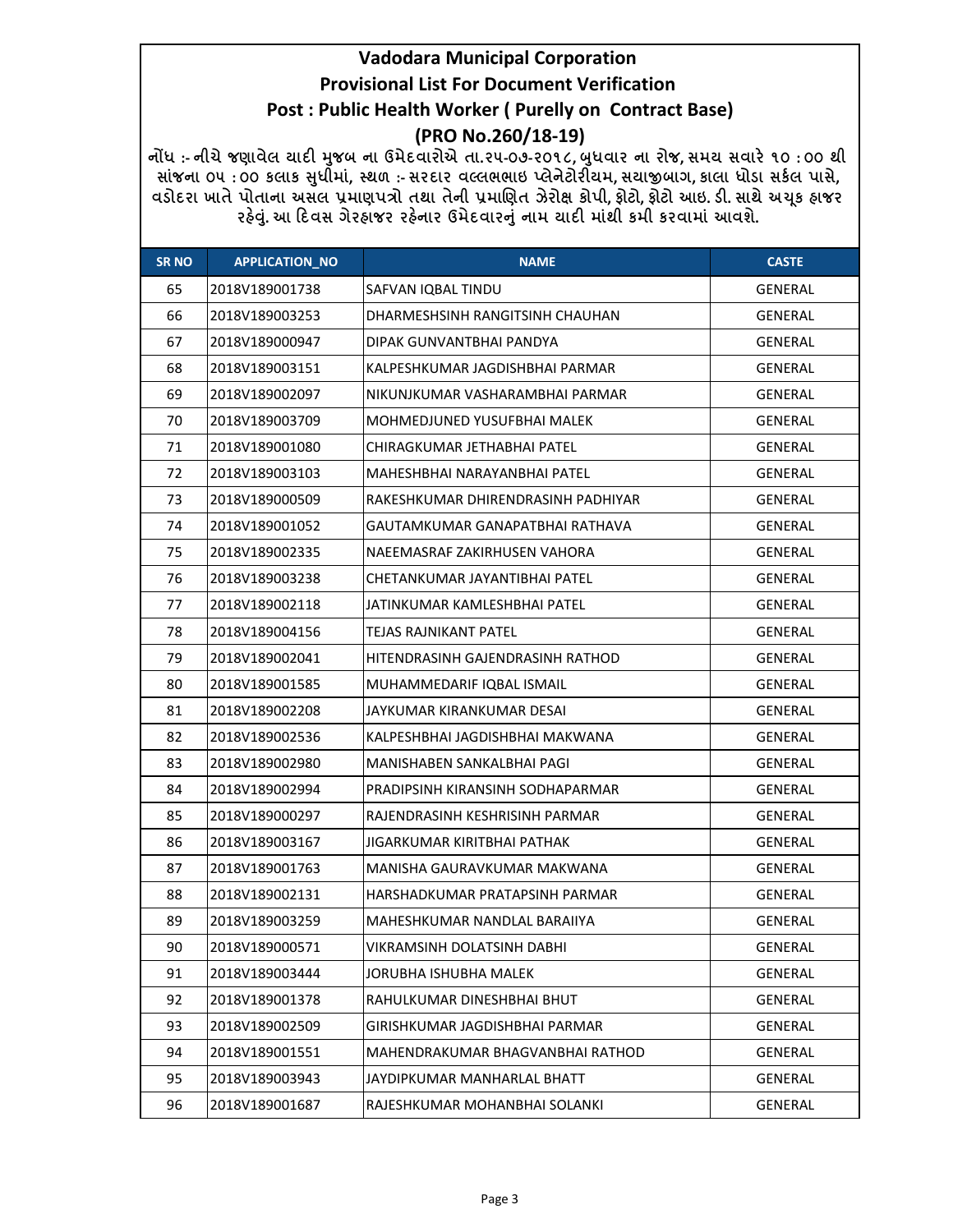# Vadodara Municipal Corporation

## Provisional List For Document Verification

## Post : Public Health Worker ( Purelly on Contract Base)

## (PRO No.260/18-19)

નોંધ :- નીચે જણાવેલ યાદી મુજબ ના ઉમેદવારોએ તા.૨૫-૦૭-૨૦૧૮, બુધવાર ના રોજ, સમય સવારે ૧૦ : ૦૦ થી સાંજના ૦૫ : ૦૦ કલાક સુધીમાં, સ્થળ :- સરદાર વલ્લભભાઇ પ્લેનેટોરીયમ, સયાજીબાગ, કાલા ઘોડા સર્કલ પાસે, વડોદરા ખાતે પોતાના અસલ પ્રમાણપત્રો તથા તેની પ્રમાણિત ઝેરોક્ષ કોપી, ફોટો, ફોટો આઇ. ડી. સાથે અચૂક હાજર રહેવું. આ દિવસ ગેરહાજર રહેનાર ઉમેદવારનું નામ યાદી માંથી કમી કરવામાં આવશે.

| SR NO | APPLICATION_NO | NAME | CASTE |
|---|---|---|---|
| 65 | 2018V189001738 | SAFVAN IQBAL TINDU | GENERAL |
| 66 | 2018V189003253 | DHARMESHSINH RANGITSINH CHAUHAN | GENERAL |
| 67 | 2018V189000947 | DIPAK GUNVANTBHAI PANDYA | GENERAL |
| 68 | 2018V189003151 | KALPESHKUMAR JAGDISHBHAI PARMAR | GENERAL |
| 69 | 2018V189002097 | NIKUNJKUMAR VASHARAMBHAI PARMAR | GENERAL |
| 70 | 2018V189003709 | MOHMEDJUNED YUSUFBHAI MALEK | GENERAL |
| 71 | 2018V189001080 | CHIRAGKUMAR JETHABHAI PATEL | GENERAL |
| 72 | 2018V189003103 | MAHESHBHAI NARAYANBHAI PATEL | GENERAL |
| 73 | 2018V189000509 | RAKESHKUMAR DHIRENDRASINH PADHIYAR | GENERAL |
| 74 | 2018V189001052 | GAUTAMKUMAR GANAPATBHAI RATHAVA | GENERAL |
| 75 | 2018V189002335 | NAEEMASRAF ZAKIRHUSEN VAHORA | GENERAL |
| 76 | 2018V189003238 | CHETANKUMAR JAYANTIBHAI PATEL | GENERAL |
| 77 | 2018V189002118 | JATINKUMAR KAMLESHBHAI PATEL | GENERAL |
| 78 | 2018V189004156 | TEJAS RAJNIKANT PATEL | GENERAL |
| 79 | 2018V189002041 | HITENDRASINH GAJENDRASINH RATHOD | GENERAL |
| 80 | 2018V189001585 | MUHAMMEDARIF IQBAL ISMAIL | GENERAL |
| 81 | 2018V189002208 | JAYKUMAR KIRANKUMAR DESAI | GENERAL |
| 82 | 2018V189002536 | KALPESHBHAI JAGDISHBHAI MAKWANA | GENERAL |
| 83 | 2018V189002980 | MANISHABEN SANKALBHAI PAGI | GENERAL |
| 84 | 2018V189002994 | PRADIPSINH KIRANSINH SODHAPARMAR | GENERAL |
| 85 | 2018V189000297 | RAJENDRASINH KESHRISINH PARMAR | GENERAL |
| 86 | 2018V189003167 | JIGARKUMAR KIRITBHAI PATHAK | GENERAL |
| 87 | 2018V189001763 | MANISHA GAURAVKUMAR MAKWANA | GENERAL |
| 88 | 2018V189002131 | HARSHADKUMAR PRATAPSINH PARMAR | GENERAL |
| 89 | 2018V189003259 | MAHESHKUMAR NANDLAL BARAIIYA | GENERAL |
| 90 | 2018V189000571 | VIKRAMSINH DOLATSINH DABHI | GENERAL |
| 91 | 2018V189003444 | JORUBHA ISHUBHA MALEK | GENERAL |
| 92 | 2018V189001378 | RAHULKUMAR DINESHBHAI BHUT | GENERAL |
| 93 | 2018V189002509 | GIRISHKUMAR JAGDISHBHAI PARMAR | GENERAL |
| 94 | 2018V189001551 | MAHENDRAKUMAR BHAGVANBHAI RATHOD | GENERAL |
| 95 | 2018V189003943 | JAYDIPKUMAR MANHARLAL BHATT | GENERAL |
| 96 | 2018V189001687 | RAJESHKUMAR MOHANBHAI SOLANKI | GENERAL |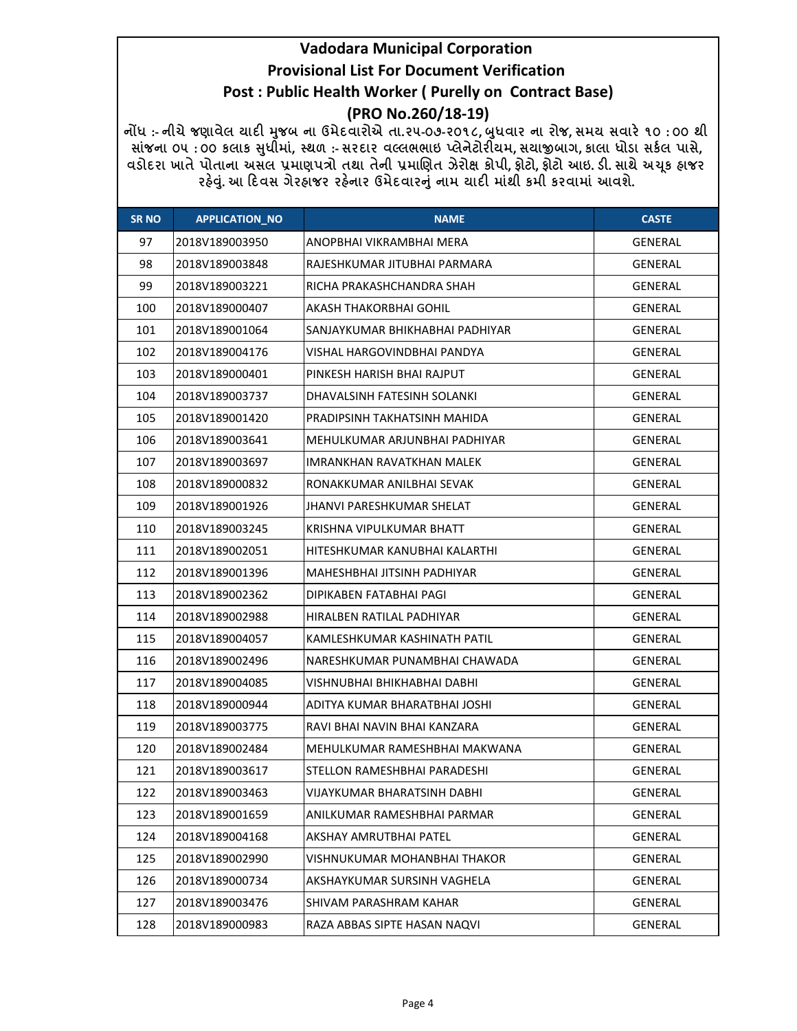# Vadodara Municipal Corporation
## Provisional List For Document Verification
## Post : Public Health Worker ( Purelly on Contract Base)
## (PRO No.260/18-19)

**નોંધ :- નીચે જણાવેલ યાદી મુજબ ના ઉમેદવારોએ તા.૨૫-૦૭-૨૦૧૮, બુધવાર ના રોજ, સમય સવારે ૧૦ : ૦૦ થી સાંજના ૦૫ : ૦૦ કલાક સુધીમાં, સ્થળ :- સરદાર વલ્લભભાઇ પ્લેનેટોરીયમ, સયાજીબાગ, કાલા ઘોડા સર્કલ પાસે, વડોદરા ખાતે પોતાના અસલ પ્રમાણપત્રો તથા તેની પ્રમાણિત ઝેરોક્ષ કોપી, ફોટો, ફોટો આઇ. ડી. સાથે અચૂક હાજર રહેવું. આ દિવસ ગેરહાજર રહેનાર ઉમેદવારનું નામ યાદી માંથી કમી કરવામાં આવશે.**

| SR NO | APPLICATION_NO | NAME | CASTE |
|---|---|---|---|
| 97 | 2018V189003950 | ANOPBHAI VIKRAMBHAI MERA | GENERAL |
| 98 | 2018V189003848 | RAJESHKUMAR JITUBHAI PARMARA | GENERAL |
| 99 | 2018V189003221 | RICHA PRAKASHCHANDRA SHAH | GENERAL |
| 100 | 2018V189000407 | AKASH THAKORBHAI GOHIL | GENERAL |
| 101 | 2018V189001064 | SANJAYKUMAR BHIKHABHAI PADHIYAR | GENERAL |
| 102 | 2018V189004176 | VISHAL HARGOVINDBHAI PANDYA | GENERAL |
| 103 | 2018V189000401 | PINKESH HARISH BHAI RAJPUT | GENERAL |
| 104 | 2018V189003737 | DHAVALSINH FATESINH SOLANKI | GENERAL |
| 105 | 2018V189001420 | PRADIPSINH TAKHATSINH MAHIDA | GENERAL |
| 106 | 2018V189003641 | MEHULKUMAR ARJUNBHAI PADHIYAR | GENERAL |
| 107 | 2018V189003697 | IMRANKHAN RAVATKHAN MALEK | GENERAL |
| 108 | 2018V189000832 | RONAKKUMAR ANILBHAI SEVAK | GENERAL |
| 109 | 2018V189001926 | JHANVI PARESHKUMAR SHELAT | GENERAL |
| 110 | 2018V189003245 | KRISHNA VIPULKUMAR BHATT | GENERAL |
| 111 | 2018V189002051 | HITESHKUMAR KANUBHAI KALARTHI | GENERAL |
| 112 | 2018V189001396 | MAHESHBHAI JITSINH PADHIYAR | GENERAL |
| 113 | 2018V189002362 | DIPIKABEN FATABHAI PAGI | GENERAL |
| 114 | 2018V189002988 | HIRALBEN RATILAL PADHIYAR | GENERAL |
| 115 | 2018V189004057 | KAMLESHKUMAR KASHINATH PATIL | GENERAL |
| 116 | 2018V189002496 | NARESHKUMAR PUNAMBHAI CHAWADA | GENERAL |
| 117 | 2018V189004085 | VISHNUBHAI BHIKHABHAI DABHI | GENERAL |
| 118 | 2018V189000944 | ADITYA KUMAR BHARATBHAI JOSHI | GENERAL |
| 119 | 2018V189003775 | RAVI BHAI NAVIN BHAI KANZARA | GENERAL |
| 120 | 2018V189002484 | MEHULKUMAR RAMESHBHAI MAKWANA | GENERAL |
| 121 | 2018V189003617 | STELLON RAMESHBHAI PARADESHI | GENERAL |
| 122 | 2018V189003463 | VIJAYKUMAR BHARATSINH DABHI | GENERAL |
| 123 | 2018V189001659 | ANILKUMAR RAMESHBHAI PARMAR | GENERAL |
| 124 | 2018V189004168 | AKSHAY AMRUTBHAI PATEL | GENERAL |
| 125 | 2018V189002990 | VISHNUKUMAR MOHANBHAI THAKOR | GENERAL |
| 126 | 2018V189000734 | AKSHAYKUMAR SURSINH VAGHELA | GENERAL |
| 127 | 2018V189003476 | SHIVAM PARASHRAM KAHAR | GENERAL |
| 128 | 2018V189000983 | RAZA ABBAS SIPTE HASAN NAQVI | GENERAL |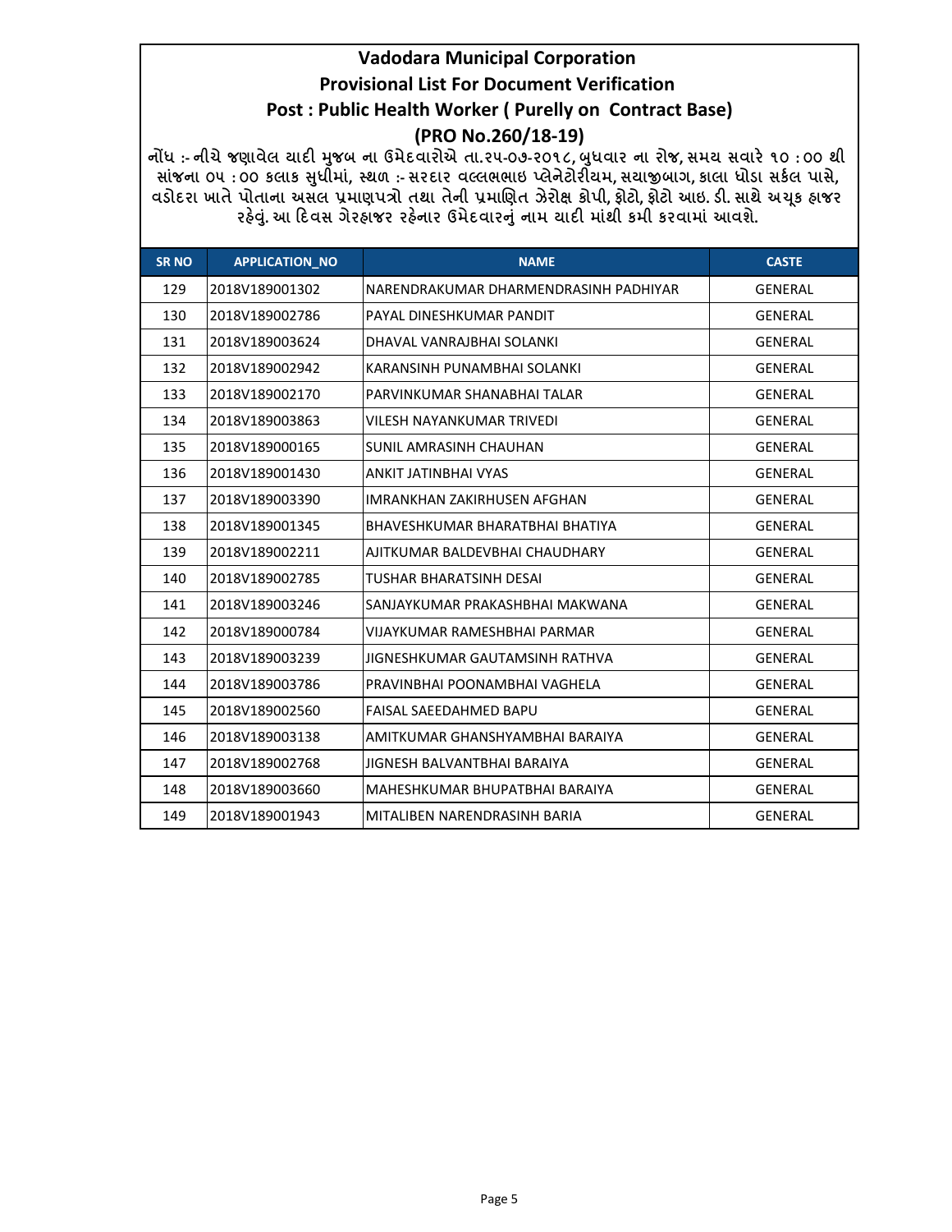# Vadodara Municipal Corporation
## Provisional List For Document Verification
## Post : Public Health Worker ( Purelly on Contract Base)
## (PRO No.260/18-19)

**નોંધ :- નીચે જણાવેલ યાદી મુજબ ના ઉમેદવારોએ તા.૨૫-૦૭-૨૦૧૮, બુધવાર ના રોજ, સમય સવારે ૧૦ : ૦૦ થી સાંજના ૦૫ : ૦૦ કલાક સુધીમાં, સ્થળ :- સરદાર વલ્લભભાઇ પ્લેનેટોરીયમ, સયાજીબાગ, કાલા ઘોડા સર્કલ પાસે, વડોદરા ખાતે પોતાના અસલ પ્રમાણપત્રો તથા તેની પ્રમાણિત ઝેરોક્ષ કોપી, ફોટો, ફોટો આઇ. ડી. સાથે અચૂક હાજર રહેવું. આ દિવસ ગેરહાજર રહેનાર ઉમેદવારનું નામ યાદી માંથી કમી કરવામાં આવશે.**

| SR NO | APPLICATION_NO | NAME | CASTE |
|---|---|---|---|
| 129 | 2018V189001302 | NARENDRAKUMAR DHARMENDRASINH PADHIYAR | GENERAL |
| 130 | 2018V189002786 | PAYAL DINESHKUMAR PANDIT | GENERAL |
| 131 | 2018V189003624 | DHAVAL VANRAJBHAI SOLANKI | GENERAL |
| 132 | 2018V189002942 | KARANSINH PUNAMBHAI SOLANKI | GENERAL |
| 133 | 2018V189002170 | PARVINKUMAR SHANABHAI TALAR | GENERAL |
| 134 | 2018V189003863 | VILESH NAYANKUMAR TRIVEDI | GENERAL |
| 135 | 2018V189000165 | SUNIL AMRASINH CHAUHAN | GENERAL |
| 136 | 2018V189001430 | ANKIT JATINBHAI VYAS | GENERAL |
| 137 | 2018V189003390 | IMRANKHAN ZAKIRHUSEN AFGHAN | GENERAL |
| 138 | 2018V189001345 | BHAVESHKUMAR BHARATBHAI BHATIYA | GENERAL |
| 139 | 2018V189002211 | AJITKUMAR BALDEVBHAI CHAUDHARY | GENERAL |
| 140 | 2018V189002785 | TUSHAR BHARATSINH DESAI | GENERAL |
| 141 | 2018V189003246 | SANJAYKUMAR PRAKASHBHAI MAKWANA | GENERAL |
| 142 | 2018V189000784 | VIJAYKUMAR RAMESHBHAI PARMAR | GENERAL |
| 143 | 2018V189003239 | JIGNESHKUMAR GAUTAMSINH RATHVA | GENERAL |
| 144 | 2018V189003786 | PRAVINBHAI POONAMBHAI VAGHELA | GENERAL |
| 145 | 2018V189002560 | FAISAL SAEEDAHMED BAPU | GENERAL |
| 146 | 2018V189003138 | AMITKUMAR GHANSHYAMBHAI BARAIYA | GENERAL |
| 147 | 2018V189002768 | JIGNESH BALVANTBHAI BARAIYA | GENERAL |
| 148 | 2018V189003660 | MAHESHKUMAR BHUPATBHAI BARAIYA | GENERAL |
| 149 | 2018V189001943 | MITALIBEN NARENDRASINH BARIA | GENERAL |